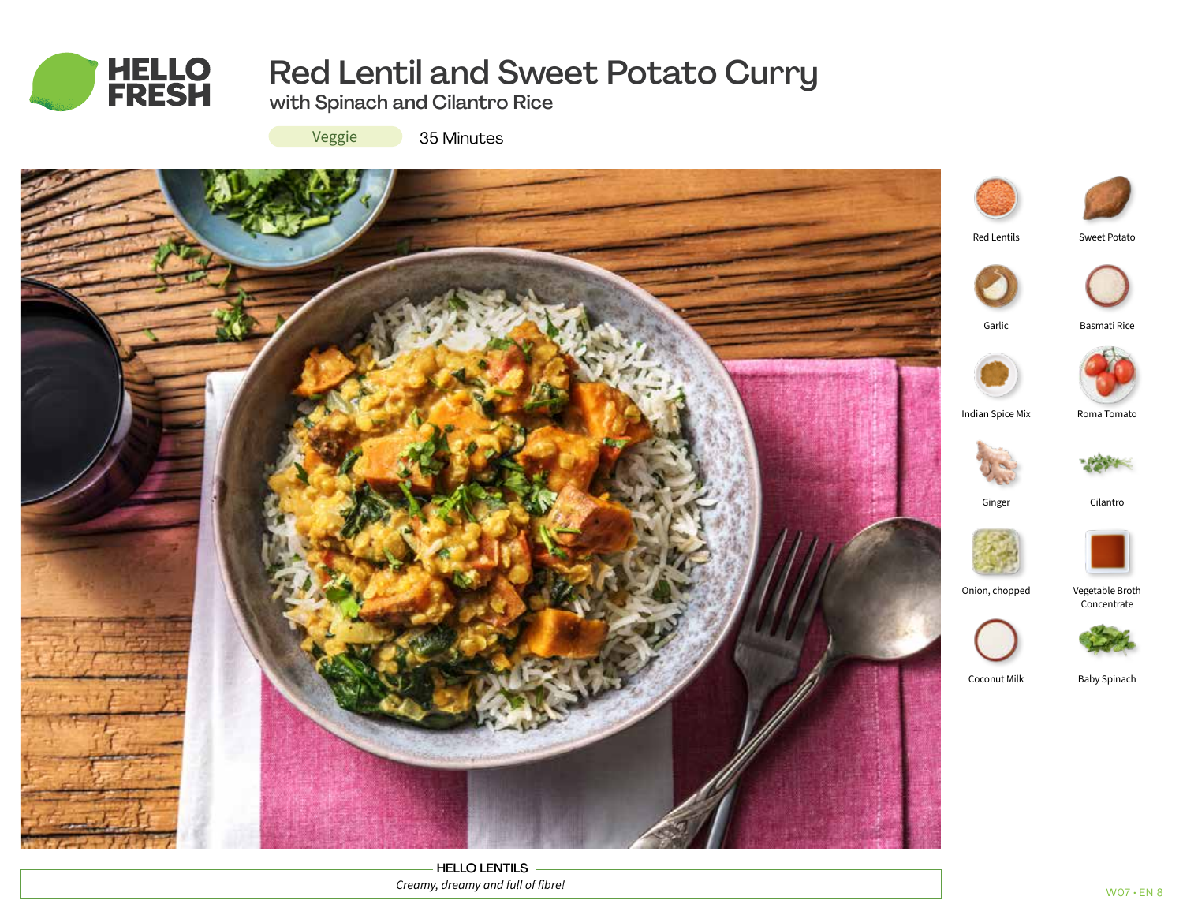# Red Lentil and Sweet Potato Curry

## with Spinach and Cilantro Rice

Veggie    35 Minutes

- Red Lentils
- Sweet Potato
- Garlic
- Basmati Rice
- Indian Spice Mix
- Roma Tomato
- Ginger
- Cilantro
- Onion, chopped
- Vegetable Broth Concentrate
- Coconut Milk
- Baby Spinach

**HELLO LENTILS**

*Creamy, dreamy and full of fibre!*

W07 • EN 8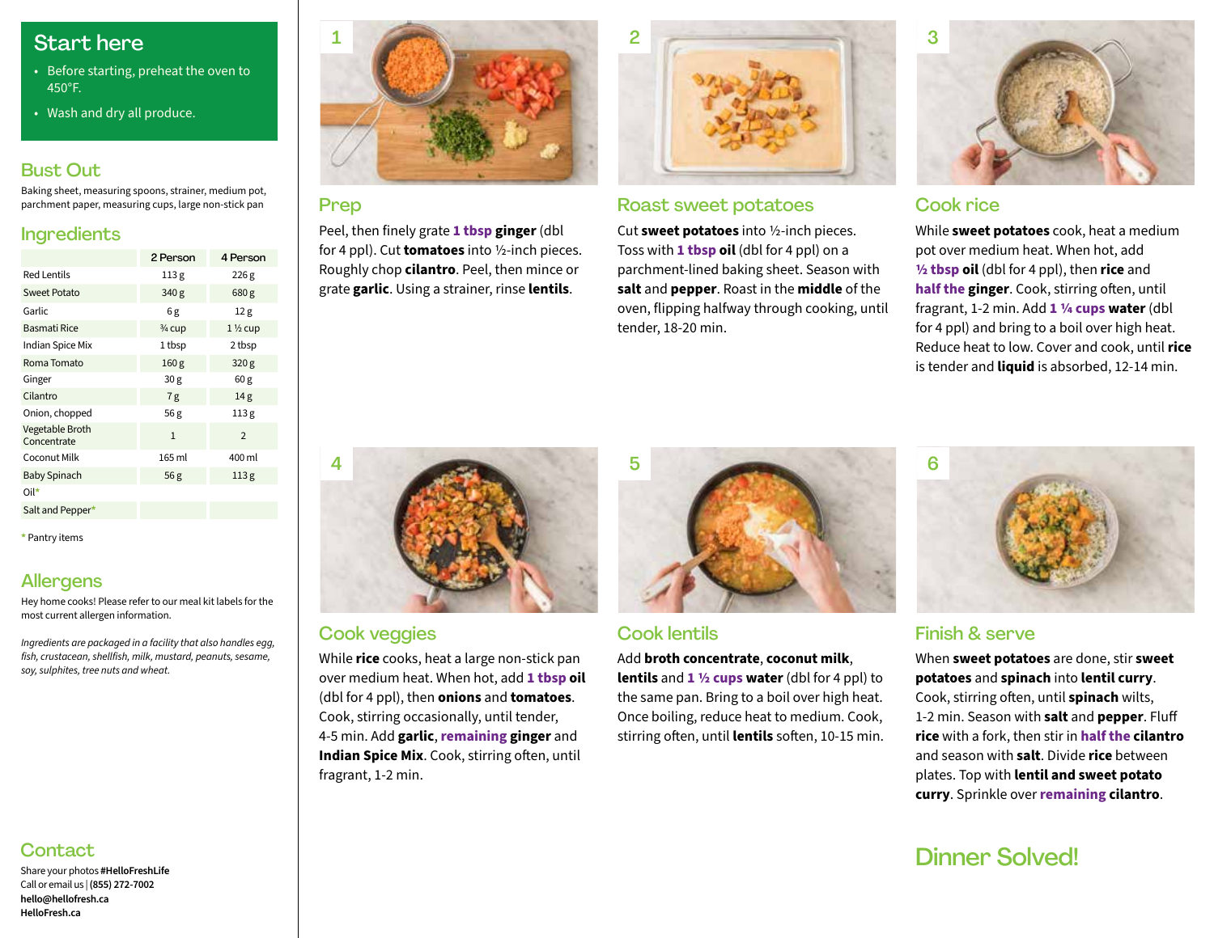## Start here

- Before starting, preheat the oven to 450°F.
- Wash and dry all produce.

## Bust Out

Baking sheet, measuring spoons, strainer, medium pot, parchment paper, measuring cups, large non-stick pan

## Ingredients

| | 2 Person | 4 Person |
|---|---|---|
| Red Lentils | 113 g | 226 g |
| Sweet Potato | 340 g | 680 g |
| Garlic | 6 g | 12 g |
| Basmati Rice | ¾ cup | 1 ½ cup |
| Indian Spice Mix | 1 tbsp | 2 tbsp |
| Roma Tomato | 160 g | 320 g |
| Ginger | 30 g | 60 g |
| Cilantro | 7 g | 14 g |
| Onion, chopped | 56 g | 113 g |
| Vegetable Broth Concentrate | 1 | 2 |
| Coconut Milk | 165 ml | 400 ml |
| Baby Spinach | 56 g | 113 g |
| Oil* | | |
| Salt and Pepper* | | |

* Pantry items

## Allergens

Hey home cooks! Please refer to our meal kit labels for the most current allergen information.

*Ingredients are packaged in a facility that also handles egg, fish, crustacean, shellfish, milk, mustard, peanuts, sesame, soy, sulphites, tree nuts and wheat.*

## Contact

Share your photos **#HelloFreshLife**
Call or email us | **(855) 272-7002**
**hello@hellofresh.ca**
**HelloFresh.ca**

## 1 Prep

Peel, then finely grate **1 tbsp ginger** (dbl for 4 ppl). Cut **tomatoes** into ½-inch pieces. Roughly chop **cilantro**. Peel, then mince or grate **garlic**. Using a strainer, rinse **lentils**.

## 2 Roast sweet potatoes

Cut **sweet potatoes** into ½-inch pieces. Toss with **1 tbsp oil** (dbl for 4 ppl) on a parchment-lined baking sheet. Season with **salt** and **pepper**. Roast in the **middle** of the oven, flipping halfway through cooking, until tender, 18-20 min.

## 3 Cook rice

While **sweet potatoes** cook, heat a medium pot over medium heat. When hot, add **½ tbsp oil** (dbl for 4 ppl), then **rice** and **half the ginger**. Cook, stirring often, until fragrant, 1-2 min. Add **1 ¼ cups water** (dbl for 4 ppl) and bring to a boil over high heat. Reduce heat to low. Cover and cook, until **rice** is tender and **liquid** is absorbed, 12-14 min.

## 4 Cook veggies

While **rice** cooks, heat a large non-stick pan over medium heat. When hot, add **1 tbsp oil** (dbl for 4 ppl), then **onions** and **tomatoes**. Cook, stirring occasionally, until tender, 4-5 min. Add **garlic**, **remaining ginger** and **Indian Spice Mix**. Cook, stirring often, until fragrant, 1-2 min.

## 5 Cook lentils

Add **broth concentrate**, **coconut milk**, **lentils** and **1 ½ cups water** (dbl for 4 ppl) to the same pan. Bring to a boil over high heat. Once boiling, reduce heat to medium. Cook, stirring often, until **lentils** soften, 10-15 min.

## 6 Finish & serve

When **sweet potatoes** are done, stir **sweet potatoes** and **spinach** into **lentil curry**. Cook, stirring often, until **spinach** wilts, 1-2 min. Season with **salt** and **pepper**. Fluff **rice** with a fork, then stir in **half the cilantro** and season with **salt**. Divide **rice** between plates. Top with **lentil and sweet potato curry**. Sprinkle over **remaining cilantro**.

## Dinner Solved!